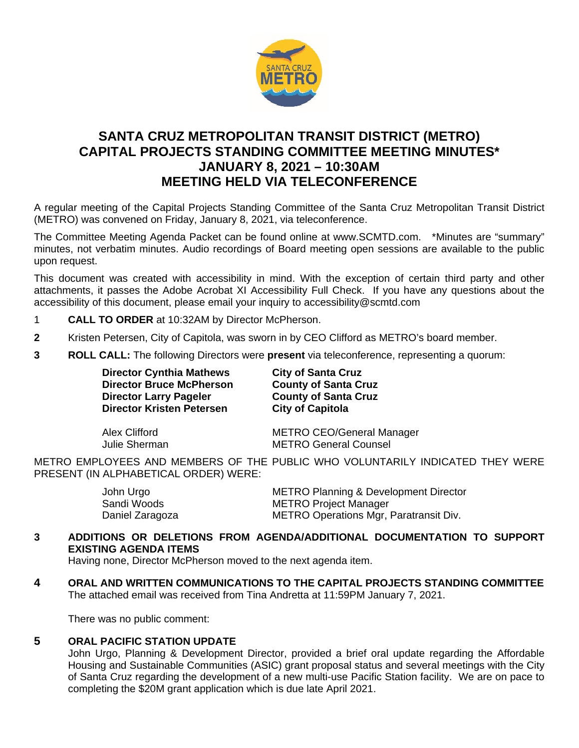# SANTA CRUZ METROPOLITAN TRANSIT DISTRICT (METRO) CAPITAL PROJECTS STANDING COMMITTEE MEETING MINUTES* JANUARY 8, 2021 – 10:30AM MEETING HELD VIA TELECONFERENCE

A regular meeting of the Capital Projects Standing Committee of the Santa Cruz Metropolitan Transit District (METRO) was convened on Friday, January 8, 2021, via teleconference.

The Committee Meeting Agenda Packet can be found online at www.SCMTD.com. *Minutes are "summary" minutes, not verbatim minutes. Audio recordings of Board meeting open sessions are available to the public upon request.

This document was created with accessibility in mind. With the exception of certain third party and other attachments, it passes the Adobe Acrobat XI Accessibility Full Check. If you have any questions about the accessibility of this document, please email your inquiry to accessibility@scmtd.com

1 **CALL TO ORDER** at 10:32AM by Director McPherson.

**2** Kristen Petersen, City of Capitola, was sworn in by CEO Clifford as METRO's board member.

**3** **ROLL CALL:** The following Directors were **present** via teleconference, representing a quorum:

| | |
|---|---|
| **Director Cynthia Mathews** | **City of Santa Cruz** |
| **Director Bruce McPherson** | **County of Santa Cruz** |
| **Director Larry Pageler** | **County of Santa Cruz** |
| **Director Kristen Petersen** | **City of Capitola** |
| Alex Clifford | METRO CEO/General Manager |
| Julie Sherman | METRO General Counsel |

METRO EMPLOYEES AND MEMBERS OF THE PUBLIC WHO VOLUNTARILY INDICATED THEY WERE PRESENT (IN ALPHABETICAL ORDER) WERE:

| | |
|---|---|
| John Urgo | METRO Planning & Development Director |
| Sandi Woods | METRO Project Manager |
| Daniel Zaragoza | METRO Operations Mgr, Paratransit Div. |

**3** **ADDITIONS OR DELETIONS FROM AGENDA/ADDITIONAL DOCUMENTATION TO SUPPORT EXISTING AGENDA ITEMS**

Having none, Director McPherson moved to the next agenda item.

**4** **ORAL AND WRITTEN COMMUNICATIONS TO THE CAPITAL PROJECTS STANDING COMMITTEE**

The attached email was received from Tina Andretta at 11:59PM January 7, 2021.

There was no public comment:

**5** **ORAL PACIFIC STATION UPDATE**

John Urgo, Planning & Development Director, provided a brief oral update regarding the Affordable Housing and Sustainable Communities (ASIC) grant proposal status and several meetings with the City of Santa Cruz regarding the development of a new multi-use Pacific Station facility. We are on pace to completing the $20M grant application which is due late April 2021.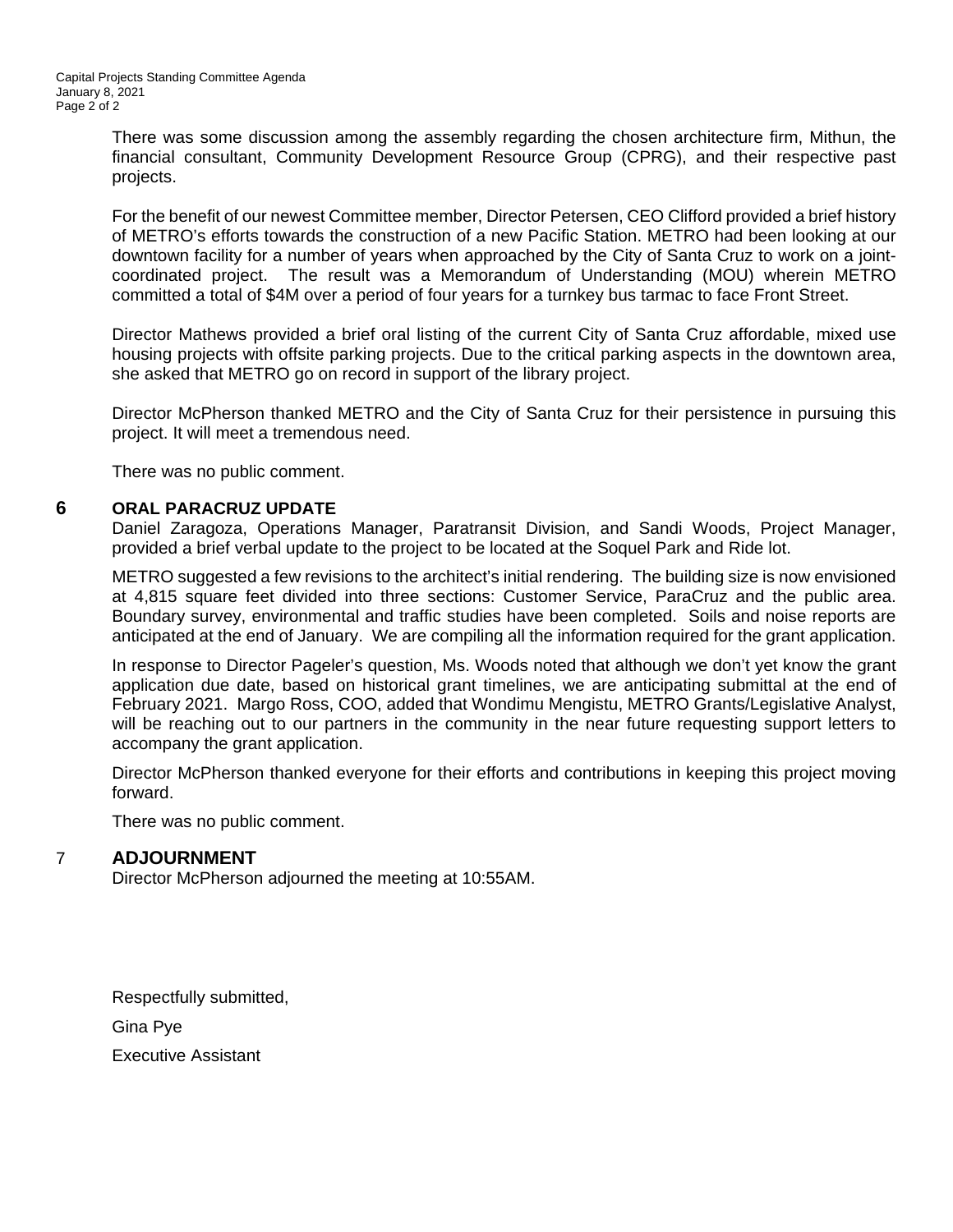There was some discussion among the assembly regarding the chosen architecture firm, Mithun, the financial consultant, Community Development Resource Group (CPRG), and their respective past projects.

For the benefit of our newest Committee member, Director Petersen, CEO Clifford provided a brief history of METRO's efforts towards the construction of a new Pacific Station. METRO had been looking at our downtown facility for a number of years when approached by the City of Santa Cruz to work on a joint-coordinated project. The result was a Memorandum of Understanding (MOU) wherein METRO committed a total of $4M over a period of four years for a turnkey bus tarmac to face Front Street.

Director Mathews provided a brief oral listing of the current City of Santa Cruz affordable, mixed use housing projects with offsite parking projects. Due to the critical parking aspects in the downtown area, she asked that METRO go on record in support of the library project.

Director McPherson thanked METRO and the City of Santa Cruz for their persistence in pursuing this project. It will meet a tremendous need.

There was no public comment.

## 6 ORAL PARACRUZ UPDATE

Daniel Zaragoza, Operations Manager, Paratransit Division, and Sandi Woods, Project Manager, provided a brief verbal update to the project to be located at the Soquel Park and Ride lot.

METRO suggested a few revisions to the architect's initial rendering. The building size is now envisioned at 4,815 square feet divided into three sections: Customer Service, ParaCruz and the public area. Boundary survey, environmental and traffic studies have been completed. Soils and noise reports are anticipated at the end of January. We are compiling all the information required for the grant application.

In response to Director Pageler's question, Ms. Woods noted that although we don't yet know the grant application due date, based on historical grant timelines, we are anticipating submittal at the end of February 2021. Margo Ross, COO, added that Wondimu Mengistu, METRO Grants/Legislative Analyst, will be reaching out to our partners in the community in the near future requesting support letters to accompany the grant application.

Director McPherson thanked everyone for their efforts and contributions in keeping this project moving forward.

There was no public comment.

## 7 ADJOURNMENT

Director McPherson adjourned the meeting at 10:55AM.

Respectfully submitted,

Gina Pye

Executive Assistant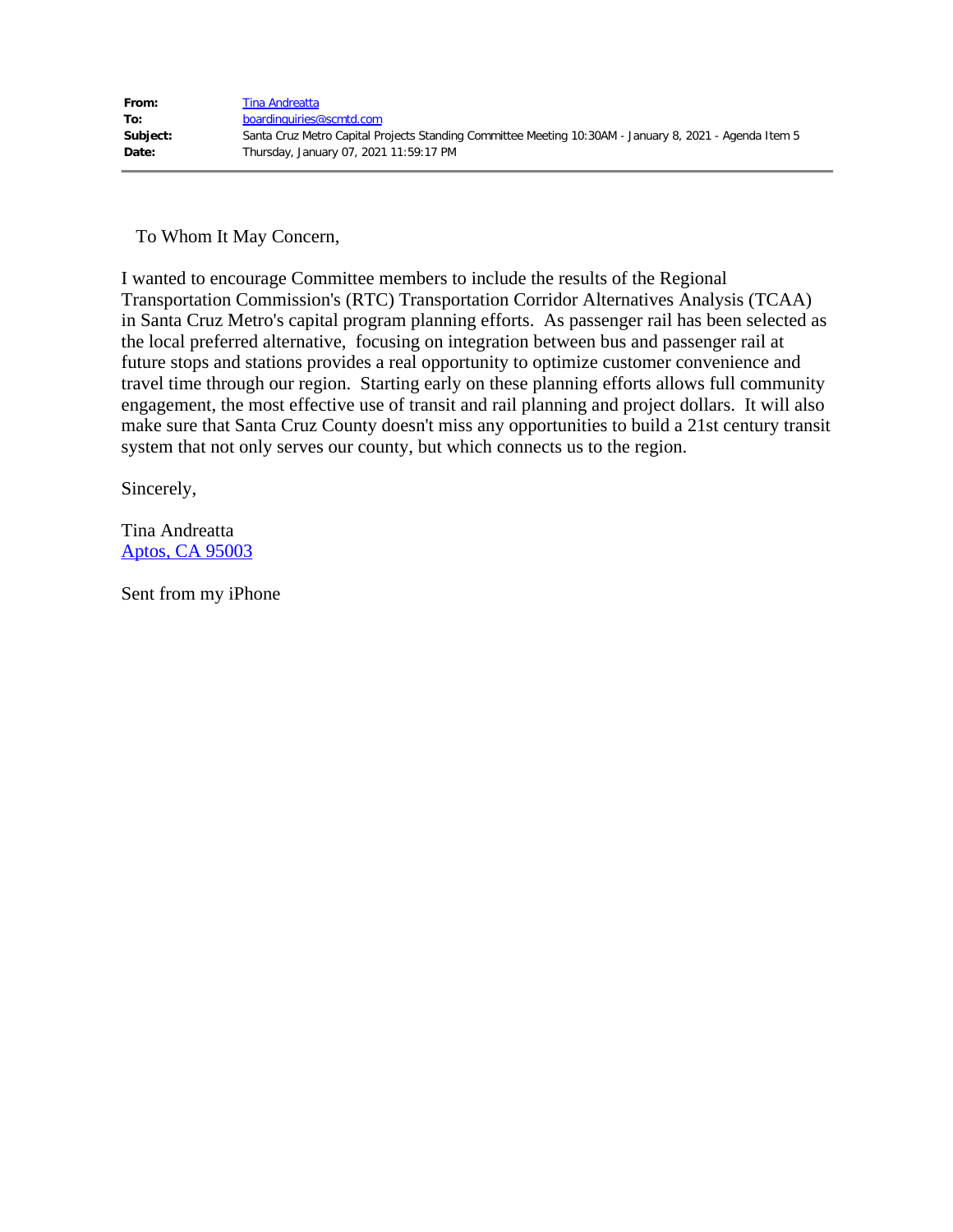| | |
|---|---|
| **From:** | Tina Andreatta |
| **To:** | boardinquiries@scmtd.com |
| **Subject:** | Santa Cruz Metro Capital Projects Standing Committee Meeting 10:30AM - January 8, 2021 - Agenda Item 5 |
| **Date:** | Thursday, January 07, 2021 11:59:17 PM |

To Whom It May Concern,

I wanted to encourage Committee members to include the results of the Regional Transportation Commission's (RTC) Transportation Corridor Alternatives Analysis (TCAA) in Santa Cruz Metro's capital program planning efforts. As passenger rail has been selected as the local preferred alternative, focusing on integration between bus and passenger rail at future stops and stations provides a real opportunity to optimize customer convenience and travel time through our region. Starting early on these planning efforts allows full community engagement, the most effective use of transit and rail planning and project dollars. It will also make sure that Santa Cruz County doesn't miss any opportunities to build a 21st century transit system that not only serves our county, but which connects us to the region.

Sincerely,

Tina Andreatta
Aptos, CA 95003

Sent from my iPhone